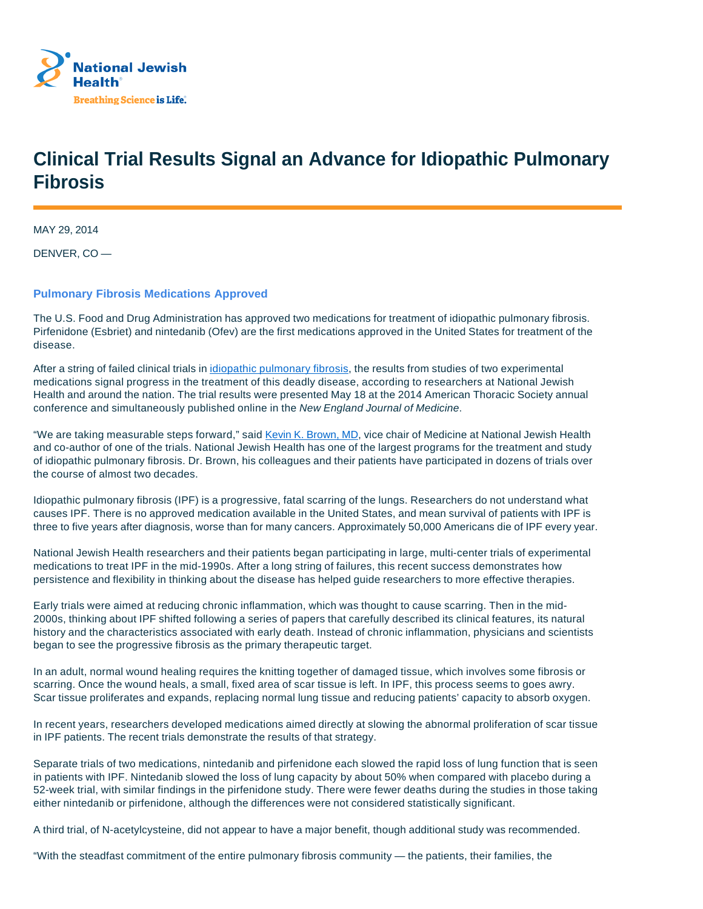# Clinical Trial Results Signal an Advance for Idiopathic Pulmonary Fibrosis

MAY 29, 2014

DENVER, CO —

### Pulmonary Fibrosis Medications Approved

The U.S. Food and Drug Administration has approved two medications for treatment of idiopathic pulmonary fibrosis. Pirfenidone (Esbriet) and nintedanib (Ofev) are the first medications approved in the United States for treatment of the disease.

After a string of failed clinical trials in idiopathic pulmonary fibrosis, the results from studies of two experimental medications signal progress in the treatment of this deadly disease, according to researchers at National Jewish Health and around the nation. The trial results were presented May 18 at the 2014 American Thoracic Society annual conference and simultaneously published online in the *New England Journal of Medicine*.

“We are taking measurable steps forward,” said Kevin K. Brown, MD, vice chair of Medicine at National Jewish Health and co-author of one of the trials. National Jewish Health has one of the largest programs for the treatment and study of idiopathic pulmonary fibrosis. Dr. Brown, his colleagues and their patients have participated in dozens of trials over the course of almost two decades.

Idiopathic pulmonary fibrosis (IPF) is a progressive, fatal scarring of the lungs. Researchers do not understand what causes IPF. There is no approved medication available in the United States, and mean survival of patients with IPF is three to five years after diagnosis, worse than for many cancers. Approximately 50,000 Americans die of IPF every year.

National Jewish Health researchers and their patients began participating in large, multi-center trials of experimental medications to treat IPF in the mid-1990s. After a long string of failures, this recent success demonstrates how persistence and flexibility in thinking about the disease has helped guide researchers to more effective therapies.

Early trials were aimed at reducing chronic inflammation, which was thought to cause scarring. Then in the mid-2000s, thinking about IPF shifted following a series of papers that carefully described its clinical features, its natural history and the characteristics associated with early death. Instead of chronic inflammation, physicians and scientists began to see the progressive fibrosis as the primary therapeutic target.

In an adult, normal wound healing requires the knitting together of damaged tissue, which involves some fibrosis or scarring. Once the wound heals, a small, fixed area of scar tissue is left. In IPF, this process seems to goes awry. Scar tissue proliferates and expands, replacing normal lung tissue and reducing patients’ capacity to absorb oxygen.

In recent years, researchers developed medications aimed directly at slowing the abnormal proliferation of scar tissue in IPF patients. The recent trials demonstrate the results of that strategy.

Separate trials of two medications, nintedanib and pirfenidone each slowed the rapid loss of lung function that is seen in patients with IPF. Nintedanib slowed the loss of lung capacity by about 50% when compared with placebo during a 52-week trial, with similar findings in the pirfenidone study. There were fewer deaths during the studies in those taking either nintedanib or pirfenidone, although the differences were not considered statistically significant.

A third trial, of N-acetylcysteine, did not appear to have a major benefit, though additional study was recommended.

“With the steadfast commitment of the entire pulmonary fibrosis community — the patients, their families, the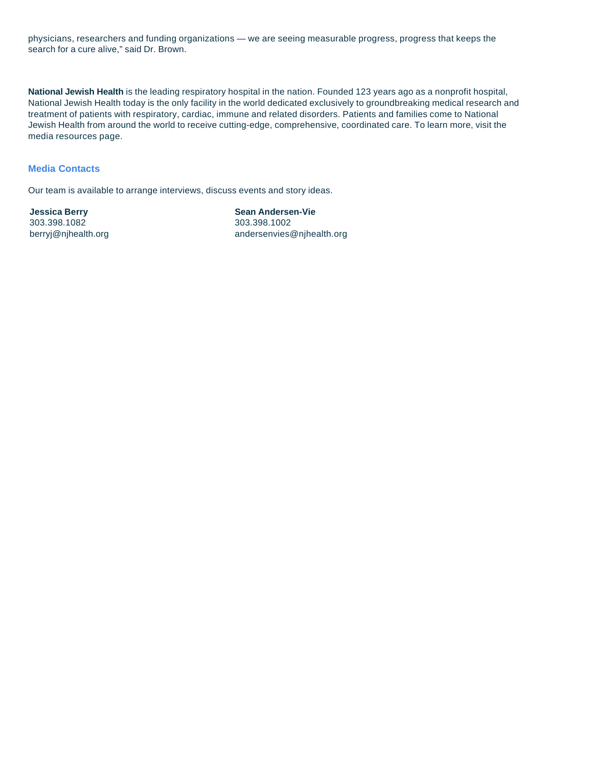physicians, researchers and funding organizations — we are seeing measurable progress, progress that keeps the search for a cure alive," said Dr. Brown.

**National Jewish Health** is the leading respiratory hospital in the nation. Founded 123 years ago as a nonprofit hospital, National Jewish Health today is the only facility in the world dedicated exclusively to groundbreaking medical research and treatment of patients with respiratory, cardiac, immune and related disorders. Patients and families come to National Jewish Health from around the world to receive cutting-edge, comprehensive, coordinated care. To learn more, visit the media resources page.

### Media Contacts

Our team is available to arrange interviews, discuss events and story ideas.

**Jessica Berry**
303.398.1082
berryj@njhealth.org

**Sean Andersen-Vie**
303.398.1002
andersenvies@njhealth.org